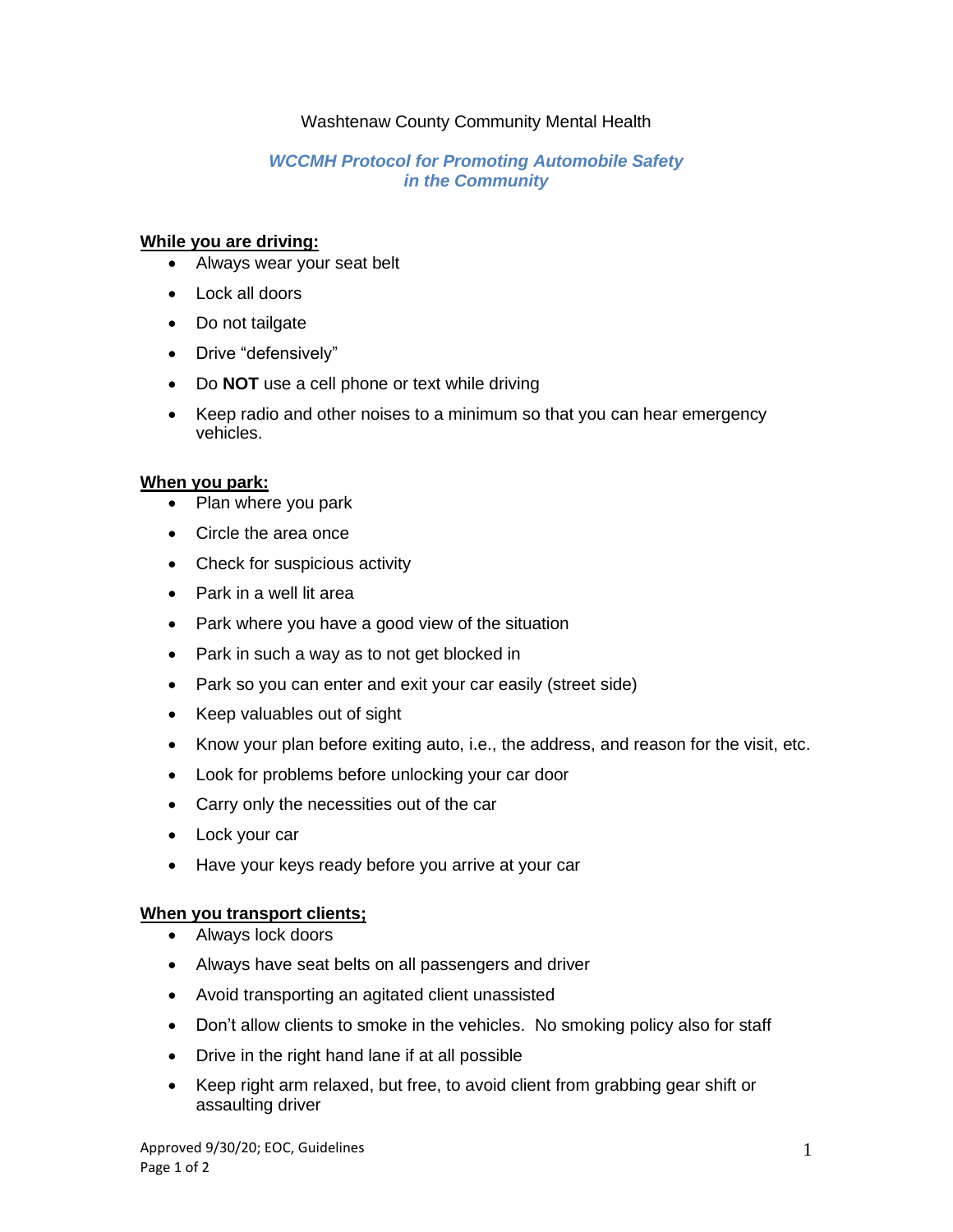Washtenaw County Community Mental Health

***WCCMH Protocol for Promoting Automobile Safety in the Community***

**<u>While you are driving:</u>**

- Always wear your seat belt
- Lock all doors
- Do not tailgate
- Drive "defensively"
- Do **NOT** use a cell phone or text while driving
- Keep radio and other noises to a minimum so that you can hear emergency vehicles.

**<u>When you park:</u>**

- Plan where you park
- Circle the area once
- Check for suspicious activity
- Park in a well lit area
- Park where you have a good view of the situation
- Park in such a way as to not get blocked in
- Park so you can enter and exit your car easily (street side)
- Keep valuables out of sight
- Know your plan before exiting auto, i.e., the address, and reason for the visit, etc.
- Look for problems before unlocking your car door
- Carry only the necessities out of the car
- Lock your car
- Have your keys ready before you arrive at your car

**<u>When you transport clients;</u>**

- Always lock doors
- Always have seat belts on all passengers and driver
- Avoid transporting an agitated client unassisted
- Don't allow clients to smoke in the vehicles. No smoking policy also for staff
- Drive in the right hand lane if at all possible
- Keep right arm relaxed, but free, to avoid client from grabbing gear shift or assaulting driver

Approved 9/30/20; EOC, Guidelines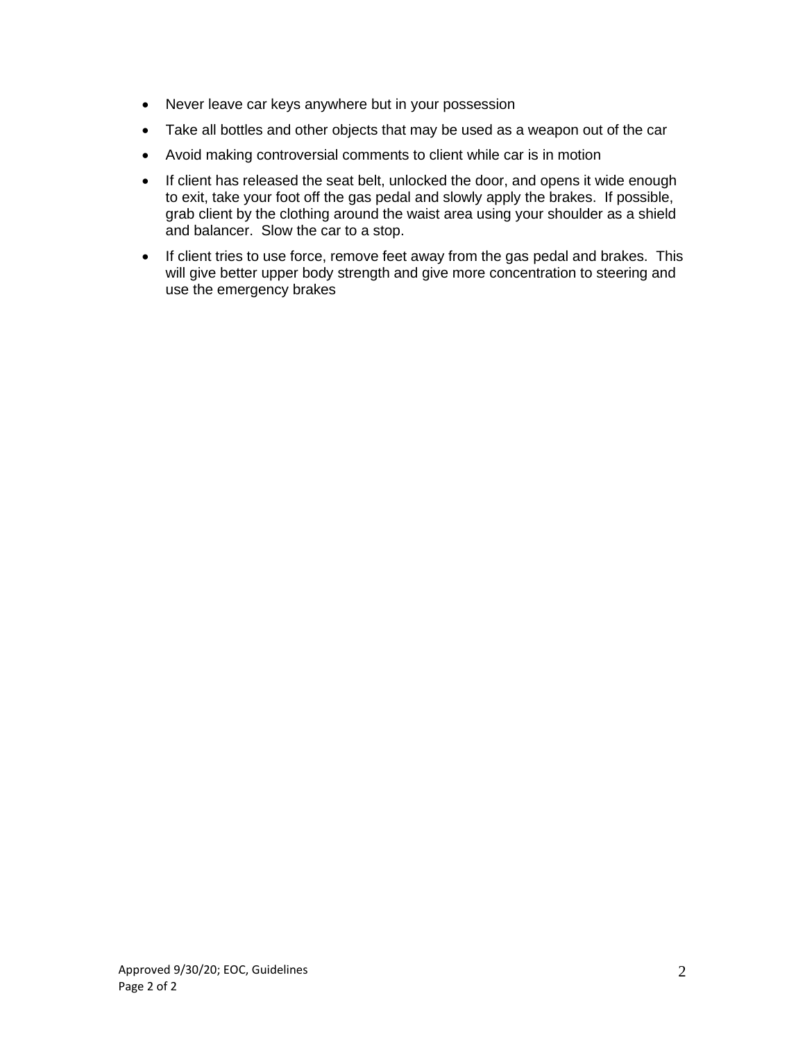- Never leave car keys anywhere but in your possession
- Take all bottles and other objects that may be used as a weapon out of the car
- Avoid making controversial comments to client while car is in motion
- If client has released the seat belt, unlocked the door, and opens it wide enough to exit, take your foot off the gas pedal and slowly apply the brakes. If possible, grab client by the clothing around the waist area using your shoulder as a shield and balancer. Slow the car to a stop.
- If client tries to use force, remove feet away from the gas pedal and brakes. This will give better upper body strength and give more concentration to steering and use the emergency brakes